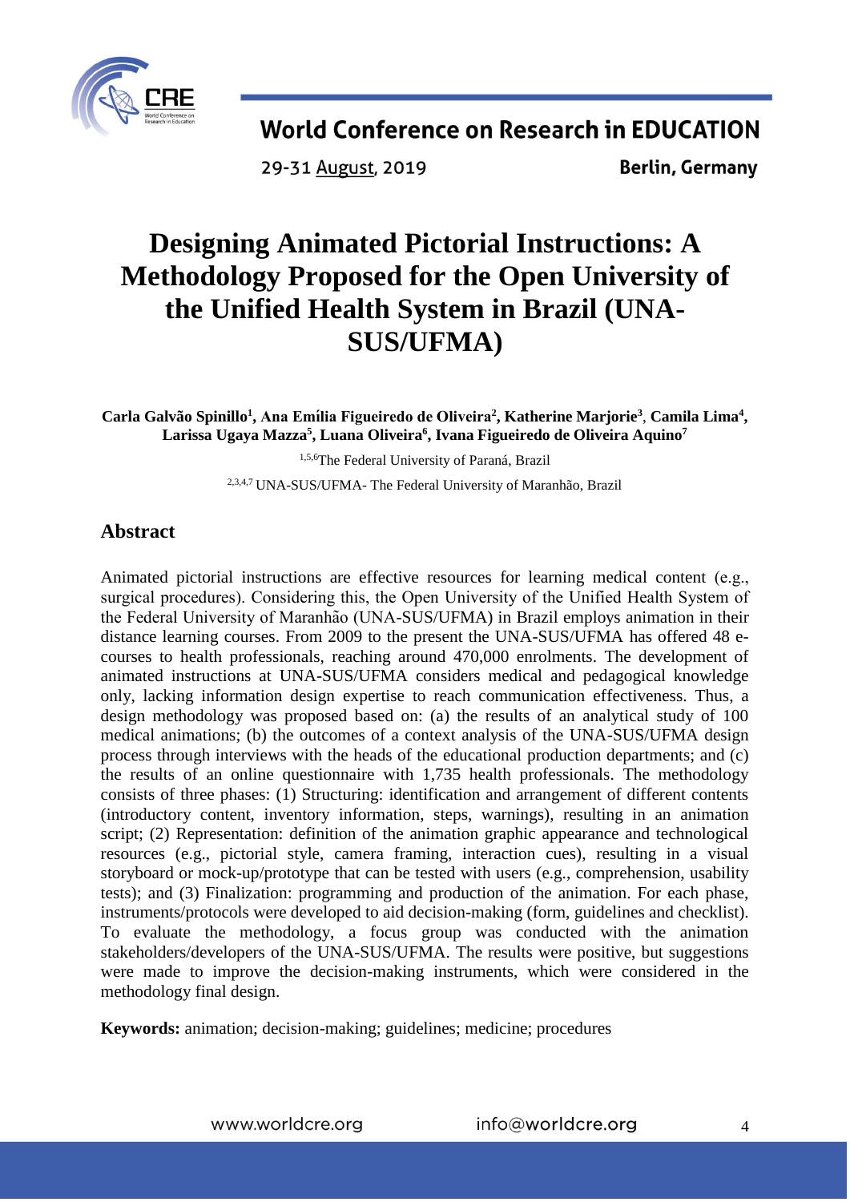# Designing Animated Pictorial Instructions: A Methodology Proposed for the Open University of the Unified Health System in Brazil (UNA-SUS/UFMA)

**Carla Galvão Spinillo[1], Ana Emília Figueiredo de Oliveira[2], Katherine Marjorie[3], Camila Lima[4], Larissa Ugaya Mazza[5], Luana Oliveira[6], Ivana Figueiredo de Oliveira Aquino[7]**

[1,5,6]The Federal University of Paraná, Brazil

[2,3,4,7] UNA-SUS/UFMA- The Federal University of Maranhão, Brazil

## Abstract

Animated pictorial instructions are effective resources for learning medical content (e.g., surgical procedures). Considering this, the Open University of the Unified Health System of the Federal University of Maranhão (UNA-SUS/UFMA) in Brazil employs animation in their distance learning courses. From 2009 to the present the UNA-SUS/UFMA has offered 48 e-courses to health professionals, reaching around 470,000 enrolments. The development of animated instructions at UNA-SUS/UFMA considers medical and pedagogical knowledge only, lacking information design expertise to reach communication effectiveness. Thus, a design methodology was proposed based on: (a) the results of an analytical study of 100 medical animations; (b) the outcomes of a context analysis of the UNA-SUS/UFMA design process through interviews with the heads of the educational production departments; and (c) the results of an online questionnaire with 1,735 health professionals. The methodology consists of three phases: (1) Structuring: identification and arrangement of different contents (introductory content, inventory information, steps, warnings), resulting in an animation script; (2) Representation: definition of the animation graphic appearance and technological resources (e.g., pictorial style, camera framing, interaction cues), resulting in a visual storyboard or mock-up/prototype that can be tested with users (e.g., comprehension, usability tests); and (3) Finalization: programming and production of the animation. For each phase, instruments/protocols were developed to aid decision-making (form, guidelines and checklist). To evaluate the methodology, a focus group was conducted with the animation stakeholders/developers of the UNA-SUS/UFMA. The results were positive, but suggestions were made to improve the decision-making instruments, which were considered in the methodology final design.

**Keywords:** animation; decision-making; guidelines; medicine; procedures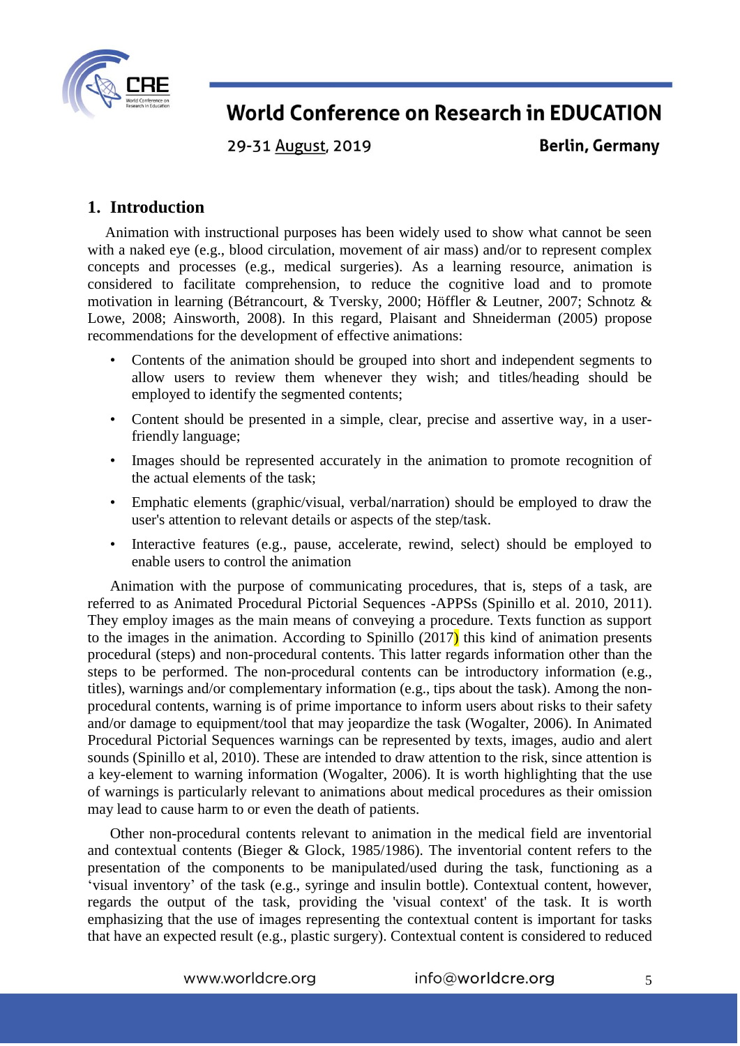## 1. Introduction

Animation with instructional purposes has been widely used to show what cannot be seen with a naked eye (e.g., blood circulation, movement of air mass) and/or to represent complex concepts and processes (e.g., medical surgeries). As a learning resource, animation is considered to facilitate comprehension, to reduce the cognitive load and to promote motivation in learning (Bétrancourt, & Tversky, 2000; Höffler & Leutner, 2007; Schnotz & Lowe, 2008; Ainsworth, 2008). In this regard, Plaisant and Shneiderman (2005) propose recommendations for the development of effective animations:

- Contents of the animation should be grouped into short and independent segments to allow users to review them whenever they wish; and titles/heading should be employed to identify the segmented contents;
- Content should be presented in a simple, clear, precise and assertive way, in a user-friendly language;
- Images should be represented accurately in the animation to promote recognition of the actual elements of the task;
- Emphatic elements (graphic/visual, verbal/narration) should be employed to draw the user's attention to relevant details or aspects of the step/task.
- Interactive features (e.g., pause, accelerate, rewind, select) should be employed to enable users to control the animation

Animation with the purpose of communicating procedures, that is, steps of a task, are referred to as Animated Procedural Pictorial Sequences -APPSs (Spinillo et al. 2010, 2011). They employ images as the main means of conveying a procedure. Texts function as support to the images in the animation. According to Spinillo (2017) this kind of animation presents procedural (steps) and non-procedural contents. This latter regards information other than the steps to be performed. The non-procedural contents can be introductory information (e.g., titles), warnings and/or complementary information (e.g., tips about the task). Among the non-procedural contents, warning is of prime importance to inform users about risks to their safety and/or damage to equipment/tool that may jeopardize the task (Wogalter, 2006). In Animated Procedural Pictorial Sequences warnings can be represented by texts, images, audio and alert sounds (Spinillo et al, 2010). These are intended to draw attention to the risk, since attention is a key-element to warning information (Wogalter, 2006). It is worth highlighting that the use of warnings is particularly relevant to animations about medical procedures as their omission may lead to cause harm to or even the death of patients.

Other non-procedural contents relevant to animation in the medical field are inventorial and contextual contents (Bieger & Glock, 1985/1986). The inventorial content refers to the presentation of the components to be manipulated/used during the task, functioning as a 'visual inventory' of the task (e.g., syringe and insulin bottle). Contextual content, however, regards the output of the task, providing the 'visual context' of the task. It is worth emphasizing that the use of images representing the contextual content is important for tasks that have an expected result (e.g., plastic surgery). Contextual content is considered to reduced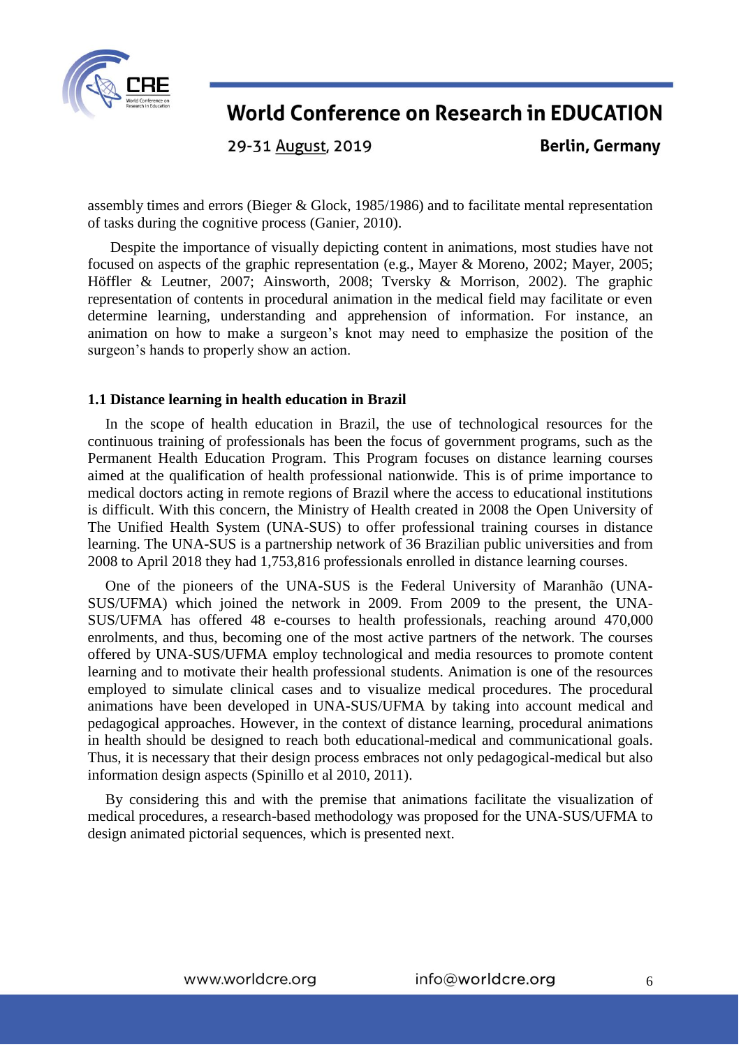assembly times and errors (Bieger & Glock, 1985/1986) and to facilitate mental representation of tasks during the cognitive process (Ganier, 2010).

Despite the importance of visually depicting content in animations, most studies have not focused on aspects of the graphic representation (e.g., Mayer & Moreno, 2002; Mayer, 2005; Höffler & Leutner, 2007; Ainsworth, 2008; Tversky & Morrison, 2002). The graphic representation of contents in procedural animation in the medical field may facilitate or even determine learning, understanding and apprehension of information. For instance, an animation on how to make a surgeon's knot may need to emphasize the position of the surgeon's hands to properly show an action.

### 1.1 Distance learning in health education in Brazil

In the scope of health education in Brazil, the use of technological resources for the continuous training of professionals has been the focus of government programs, such as the Permanent Health Education Program. This Program focuses on distance learning courses aimed at the qualification of health professional nationwide. This is of prime importance to medical doctors acting in remote regions of Brazil where the access to educational institutions is difficult. With this concern, the Ministry of Health created in 2008 the Open University of The Unified Health System (UNA-SUS) to offer professional training courses in distance learning. The UNA-SUS is a partnership network of 36 Brazilian public universities and from 2008 to April 2018 they had 1,753,816 professionals enrolled in distance learning courses.

One of the pioneers of the UNA-SUS is the Federal University of Maranhão (UNA-SUS/UFMA) which joined the network in 2009. From 2009 to the present, the UNA-SUS/UFMA has offered 48 e-courses to health professionals, reaching around 470,000 enrolments, and thus, becoming one of the most active partners of the network. The courses offered by UNA-SUS/UFMA employ technological and media resources to promote content learning and to motivate their health professional students. Animation is one of the resources employed to simulate clinical cases and to visualize medical procedures. The procedural animations have been developed in UNA-SUS/UFMA by taking into account medical and pedagogical approaches. However, in the context of distance learning, procedural animations in health should be designed to reach both educational-medical and communicational goals. Thus, it is necessary that their design process embraces not only pedagogical-medical but also information design aspects (Spinillo et al 2010, 2011).

By considering this and with the premise that animations facilitate the visualization of medical procedures, a research-based methodology was proposed for the UNA-SUS/UFMA to design animated pictorial sequences, which is presented next.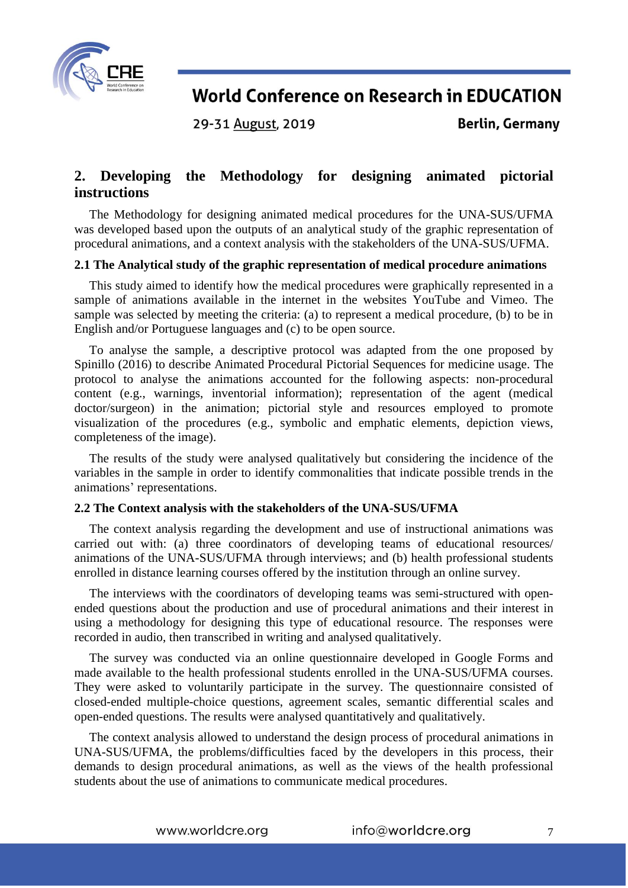## 2. Developing the Methodology for designing animated pictorial instructions

The Methodology for designing animated medical procedures for the UNA-SUS/UFMA was developed based upon the outputs of an analytical study of the graphic representation of procedural animations, and a context analysis with the stakeholders of the UNA-SUS/UFMA.

### 2.1 The Analytical study of the graphic representation of medical procedure animations

This study aimed to identify how the medical procedures were graphically represented in a sample of animations available in the internet in the websites YouTube and Vimeo. The sample was selected by meeting the criteria: (a) to represent a medical procedure, (b) to be in English and/or Portuguese languages and (c) to be open source.

To analyse the sample, a descriptive protocol was adapted from the one proposed by Spinillo (2016) to describe Animated Procedural Pictorial Sequences for medicine usage. The protocol to analyse the animations accounted for the following aspects: non-procedural content (e.g., warnings, inventorial information); representation of the agent (medical doctor/surgeon) in the animation; pictorial style and resources employed to promote visualization of the procedures (e.g., symbolic and emphatic elements, depiction views, completeness of the image).

The results of the study were analysed qualitatively but considering the incidence of the variables in the sample in order to identify commonalities that indicate possible trends in the animations' representations.

### 2.2 The Context analysis with the stakeholders of the UNA-SUS/UFMA

The context analysis regarding the development and use of instructional animations was carried out with: (a) three coordinators of developing teams of educational resources/ animations of the UNA-SUS/UFMA through interviews; and (b) health professional students enrolled in distance learning courses offered by the institution through an online survey.

The interviews with the coordinators of developing teams was semi-structured with open-ended questions about the production and use of procedural animations and their interest in using a methodology for designing this type of educational resource. The responses were recorded in audio, then transcribed in writing and analysed qualitatively.

The survey was conducted via an online questionnaire developed in Google Forms and made available to the health professional students enrolled in the UNA-SUS/UFMA courses. They were asked to voluntarily participate in the survey. The questionnaire consisted of closed-ended multiple-choice questions, agreement scales, semantic differential scales and open-ended questions. The results were analysed quantitatively and qualitatively.

The context analysis allowed to understand the design process of procedural animations in UNA-SUS/UFMA, the problems/difficulties faced by the developers in this process, their demands to design procedural animations, as well as the views of the health professional students about the use of animations to communicate medical procedures.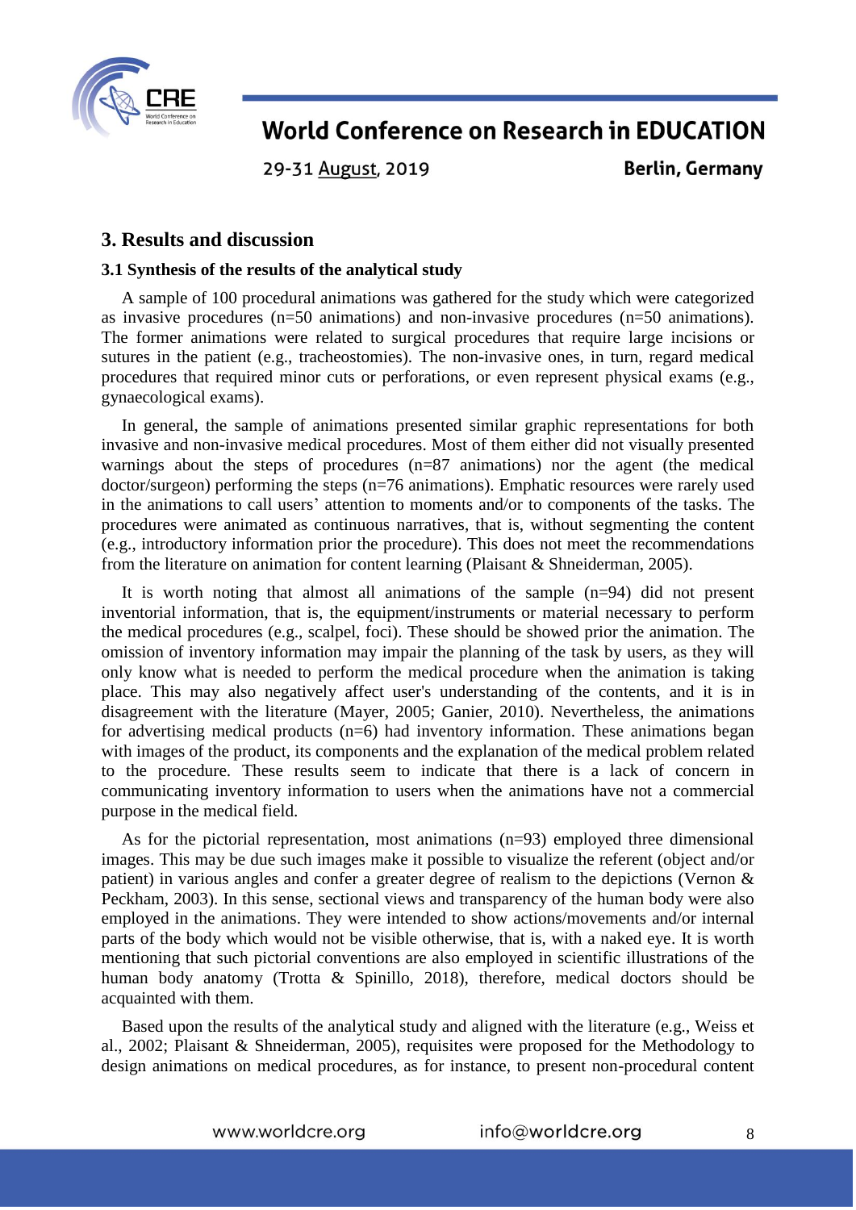## 3. Results and discussion

### 3.1 Synthesis of the results of the analytical study

A sample of 100 procedural animations was gathered for the study which were categorized as invasive procedures (n=50 animations) and non-invasive procedures (n=50 animations). The former animations were related to surgical procedures that require large incisions or sutures in the patient (e.g., tracheostomies). The non-invasive ones, in turn, regard medical procedures that required minor cuts or perforations, or even represent physical exams (e.g., gynaecological exams).

In general, the sample of animations presented similar graphic representations for both invasive and non-invasive medical procedures. Most of them either did not visually presented warnings about the steps of procedures (n=87 animations) nor the agent (the medical doctor/surgeon) performing the steps (n=76 animations). Emphatic resources were rarely used in the animations to call users' attention to moments and/or to components of the tasks. The procedures were animated as continuous narratives, that is, without segmenting the content (e.g., introductory information prior the procedure). This does not meet the recommendations from the literature on animation for content learning (Plaisant & Shneiderman, 2005).

It is worth noting that almost all animations of the sample (n=94) did not present inventorial information, that is, the equipment/instruments or material necessary to perform the medical procedures (e.g., scalpel, foci). These should be showed prior the animation. The omission of inventory information may impair the planning of the task by users, as they will only know what is needed to perform the medical procedure when the animation is taking place. This may also negatively affect user's understanding of the contents, and it is in disagreement with the literature (Mayer, 2005; Ganier, 2010). Nevertheless, the animations for advertising medical products (n=6) had inventory information. These animations began with images of the product, its components and the explanation of the medical problem related to the procedure. These results seem to indicate that there is a lack of concern in communicating inventory information to users when the animations have not a commercial purpose in the medical field.

As for the pictorial representation, most animations (n=93) employed three dimensional images. This may be due such images make it possible to visualize the referent (object and/or patient) in various angles and confer a greater degree of realism to the depictions (Vernon & Peckham, 2003). In this sense, sectional views and transparency of the human body were also employed in the animations. They were intended to show actions/movements and/or internal parts of the body which would not be visible otherwise, that is, with a naked eye. It is worth mentioning that such pictorial conventions are also employed in scientific illustrations of the human body anatomy (Trotta & Spinillo, 2018), therefore, medical doctors should be acquainted with them.

Based upon the results of the analytical study and aligned with the literature (e.g., Weiss et al., 2002; Plaisant & Shneiderman, 2005), requisites were proposed for the Methodology to design animations on medical procedures, as for instance, to present non-procedural content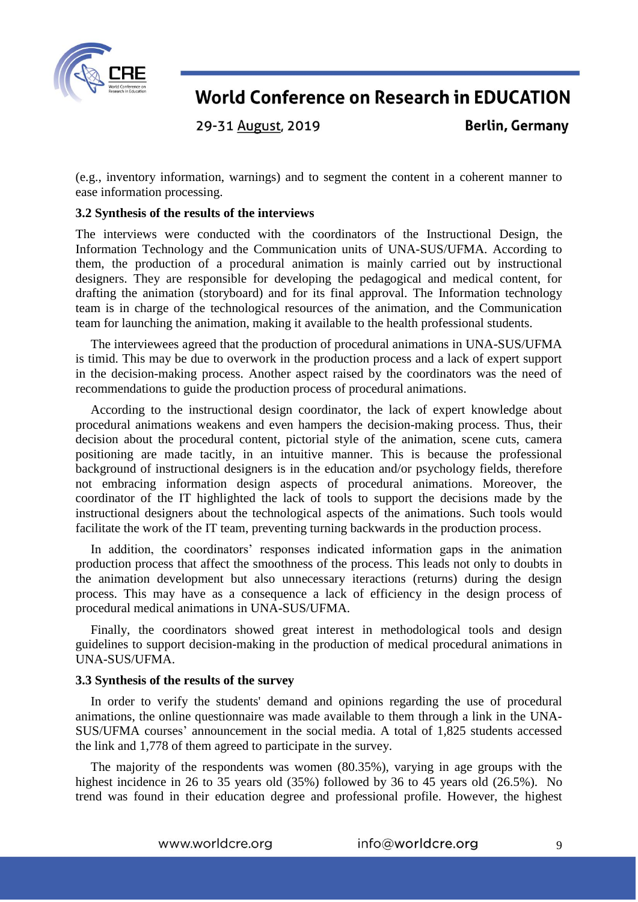(e.g., inventory information, warnings) and to segment the content in a coherent manner to ease information processing.

### 3.2 Synthesis of the results of the interviews

The interviews were conducted with the coordinators of the Instructional Design, the Information Technology and the Communication units of UNA-SUS/UFMA. According to them, the production of a procedural animation is mainly carried out by instructional designers. They are responsible for developing the pedagogical and medical content, for drafting the animation (storyboard) and for its final approval. The Information technology team is in charge of the technological resources of the animation, and the Communication team for launching the animation, making it available to the health professional students.

The interviewees agreed that the production of procedural animations in UNA-SUS/UFMA is timid. This may be due to overwork in the production process and a lack of expert support in the decision-making process. Another aspect raised by the coordinators was the need of recommendations to guide the production process of procedural animations.

According to the instructional design coordinator, the lack of expert knowledge about procedural animations weakens and even hampers the decision-making process. Thus, their decision about the procedural content, pictorial style of the animation, scene cuts, camera positioning are made tacitly, in an intuitive manner. This is because the professional background of instructional designers is in the education and/or psychology fields, therefore not embracing information design aspects of procedural animations. Moreover, the coordinator of the IT highlighted the lack of tools to support the decisions made by the instructional designers about the technological aspects of the animations. Such tools would facilitate the work of the IT team, preventing turning backwards in the production process.

In addition, the coordinators' responses indicated information gaps in the animation production process that affect the smoothness of the process. This leads not only to doubts in the animation development but also unnecessary iteractions (returns) during the design process. This may have as a consequence a lack of efficiency in the design process of procedural medical animations in UNA-SUS/UFMA.

Finally, the coordinators showed great interest in methodological tools and design guidelines to support decision-making in the production of medical procedural animations in UNA-SUS/UFMA.

### 3.3 Synthesis of the results of the survey

In order to verify the students' demand and opinions regarding the use of procedural animations, the online questionnaire was made available to them through a link in the UNA-SUS/UFMA courses' announcement in the social media. A total of 1,825 students accessed the link and 1,778 of them agreed to participate in the survey.

The majority of the respondents was women (80.35%), varying in age groups with the highest incidence in 26 to 35 years old (35%) followed by 36 to 45 years old (26.5%). No trend was found in their education degree and professional profile. However, the highest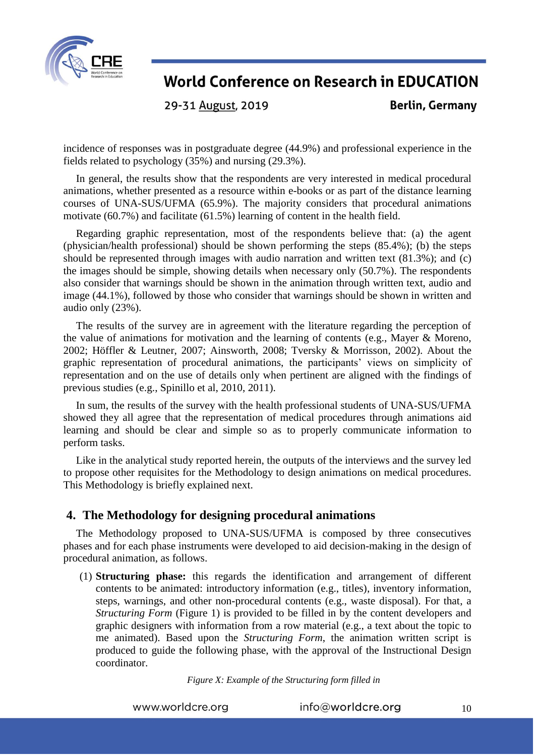incidence of responses was in postgraduate degree (44.9%) and professional experience in the fields related to psychology (35%) and nursing (29.3%).

In general, the results show that the respondents are very interested in medical procedural animations, whether presented as a resource within e-books or as part of the distance learning courses of UNA-SUS/UFMA (65.9%). The majority considers that procedural animations motivate (60.7%) and facilitate (61.5%) learning of content in the health field.

Regarding graphic representation, most of the respondents believe that: (a) the agent (physician/health professional) should be shown performing the steps (85.4%); (b) the steps should be represented through images with audio narration and written text (81.3%); and (c) the images should be simple, showing details when necessary only (50.7%). The respondents also consider that warnings should be shown in the animation through written text, audio and image (44.1%), followed by those who consider that warnings should be shown in written and audio only (23%).

The results of the survey are in agreement with the literature regarding the perception of the value of animations for motivation and the learning of contents (e.g., Mayer & Moreno, 2002; Höffler & Leutner, 2007; Ainsworth, 2008; Tversky & Morrisson, 2002). About the graphic representation of procedural animations, the participants' views on simplicity of representation and on the use of details only when pertinent are aligned with the findings of previous studies (e.g., Spinillo et al, 2010, 2011).

In sum, the results of the survey with the health professional students of UNA-SUS/UFMA showed they all agree that the representation of medical procedures through animations aid learning and should be clear and simple so as to properly communicate information to perform tasks.

Like in the analytical study reported herein, the outputs of the interviews and the survey led to propose other requisites for the Methodology to design animations on medical procedures. This Methodology is briefly explained next.

## 4. The Methodology for designing procedural animations

The Methodology proposed to UNA-SUS/UFMA is composed by three consecutives phases and for each phase instruments were developed to aid decision-making in the design of procedural animation, as follows.

(1) **Structuring phase:** this regards the identification and arrangement of different contents to be animated: introductory information (e.g., titles), inventory information, steps, warnings, and other non-procedural contents (e.g., waste disposal). For that, a *Structuring Form* (Figure 1) is provided to be filled in by the content developers and graphic designers with information from a row material (e.g., a text about the topic to me animated). Based upon the *Structuring Form*, the animation written script is produced to guide the following phase, with the approval of the Instructional Design coordinator.

*Figure X: Example of the Structuring form filled in*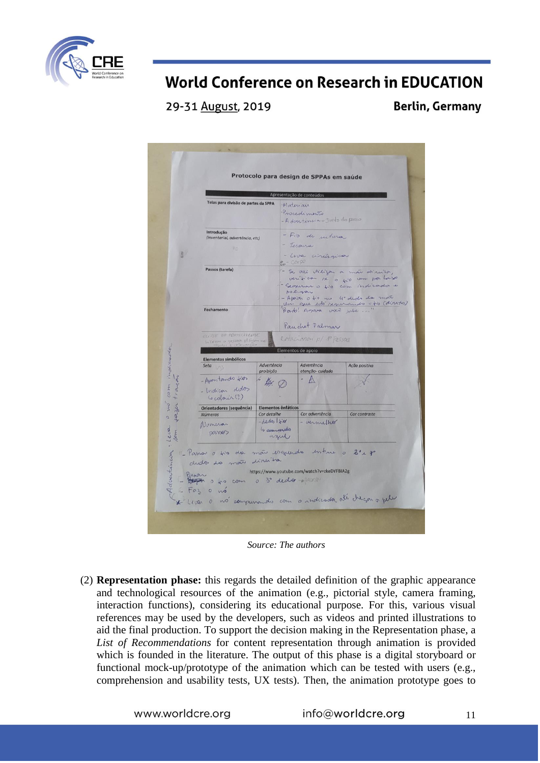Source: The authors

(2) **Representation phase:** this regards the detailed definition of the graphic appearance and technological resources of the animation (e.g., pictorial style, camera framing, interaction functions), considering its educational purpose. For this, various visual references may be used by the developers, such as videos and printed illustrations to aid the final production. To support the decision making in the Representation phase, a *List of Recommendations* for content representation through animation is provided which is founded in the literature. The output of this phase is a digital storyboard or functional mock-up/prototype of the animation which can be tested with users (e.g., comprehension and usability tests, UX tests). Then, the animation prototype goes to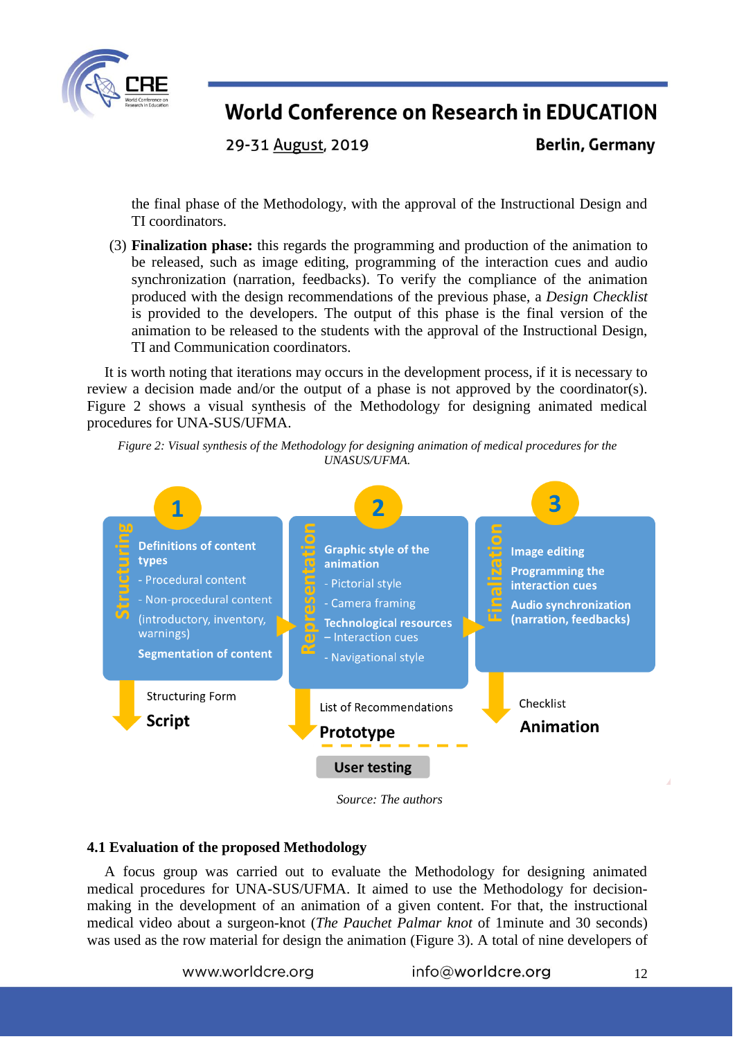the final phase of the Methodology, with the approval of the Instructional Design and TI coordinators.

(3) **Finalization phase:** this regards the programming and production of the animation to be released, such as image editing, programming of the interaction cues and audio synchronization (narration, feedbacks). To verify the compliance of the animation produced with the design recommendations of the previous phase, a *Design Checklist* is provided to the developers. The output of this phase is the final version of the animation to be released to the students with the approval of the Instructional Design, TI and Communication coordinators.

It is worth noting that iterations may occurs in the development process, if it is necessary to review a decision made and/or the output of a phase is not approved by the coordinator(s). Figure 2 shows a visual synthesis of the Methodology for designing animated medical procedures for UNA-SUS/UFMA.

*Figure 2: Visual synthesis of the Methodology for designing animation of medical procedures for the UNASUS/UFMA.*

**1 — Structuring**

**Definitions of content types**
- Procedural content
- Non-procedural content (introductory, inventory, warnings)

**Segmentation of content**

Structuring Form → **Script**

**2 — Representation**

**Graphic style of the animation**
- Pictorial style
- Camera framing

**Technological resources**
– Interaction cues
- Navigational style

List of Recommendations → **Prototype**

**User testing**

**3 — Finalization**

**Image editing**

**Programming the interaction cues**

**Audio synchronization (narration, feedbacks)**

Checklist → **Animation**

*Source: The authors*

### 4.1 Evaluation of the proposed Methodology

A focus group was carried out to evaluate the Methodology for designing animated medical procedures for UNA-SUS/UFMA. It aimed to use the Methodology for decision-making in the development of an animation of a given content. For that, the instructional medical video about a surgeon-knot (*The Pauchet Palmar knot* of 1minute and 30 seconds) was used as the row material for design the animation (Figure 3). A total of nine developers of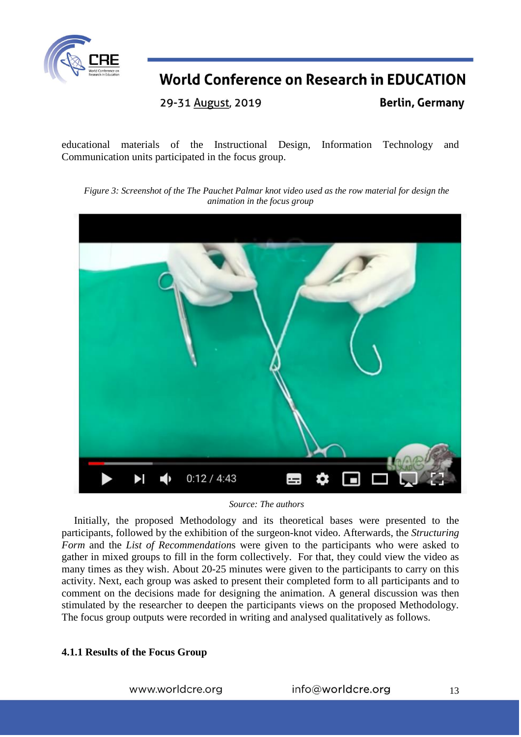educational materials of the Instructional Design, Information Technology and Communication units participated in the focus group.

*Figure 3: Screenshot of the The Pauchet Palmar knot video used as the row material for design the animation in the focus group*

*Source: The authors*

Initially, the proposed Methodology and its theoretical bases were presented to the participants, followed by the exhibition of the surgeon-knot video. Afterwards, the *Structuring Form* and the *List of Recommendation*s were given to the participants who were asked to gather in mixed groups to fill in the form collectively. For that, they could view the video as many times as they wish. About 20-25 minutes were given to the participants to carry on this activity. Next, each group was asked to present their completed form to all participants and to comment on the decisions made for designing the animation. A general discussion was then stimulated by the researcher to deepen the participants views on the proposed Methodology. The focus group outputs were recorded in writing and analysed qualitatively as follows.

#### 4.1.1 Results of the Focus Group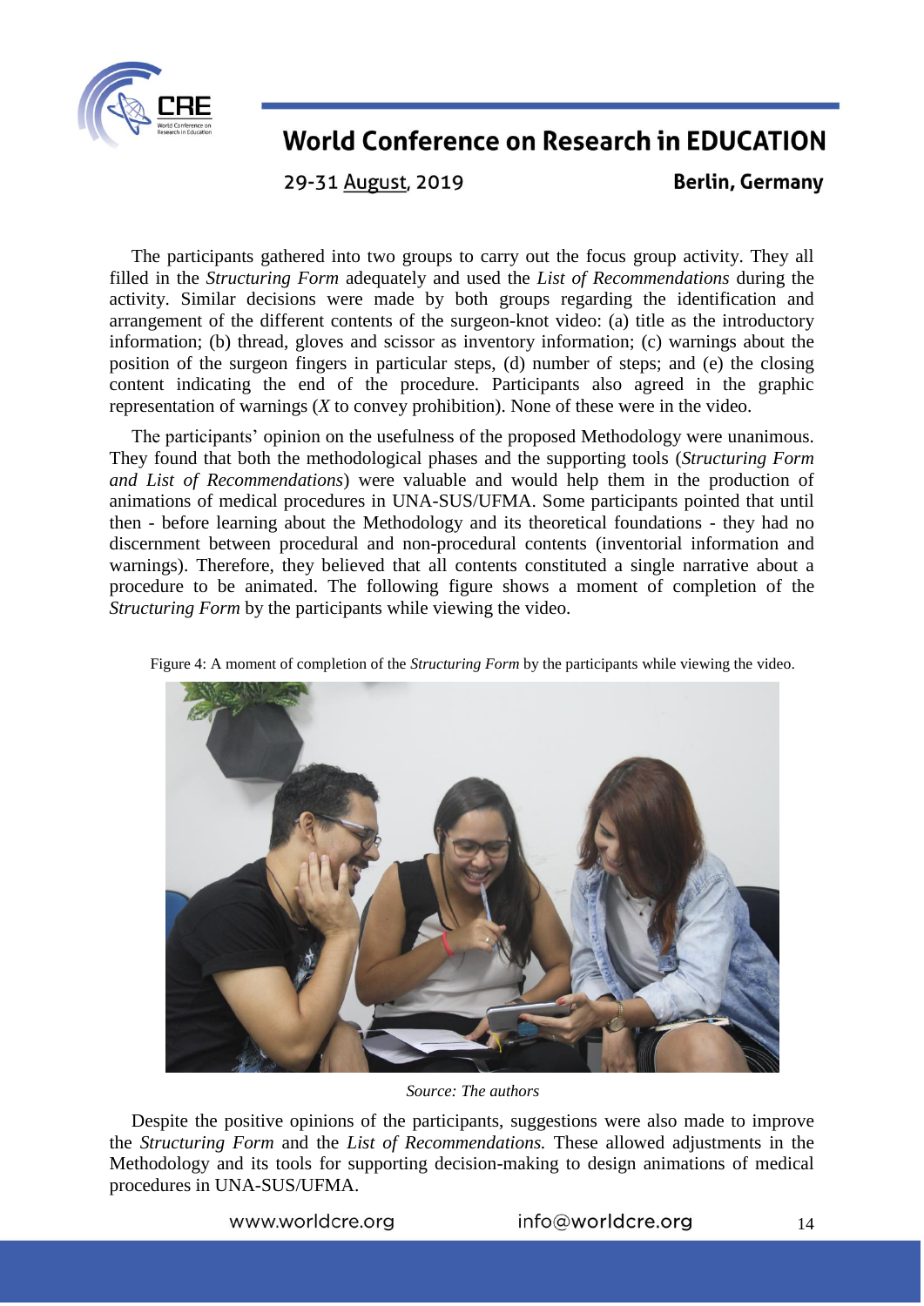The participants gathered into two groups to carry out the focus group activity. They all filled in the *Structuring Form* adequately and used the *List of Recommendations* during the activity. Similar decisions were made by both groups regarding the identification and arrangement of the different contents of the surgeon-knot video: (a) title as the introductory information; (b) thread, gloves and scissor as inventory information; (c) warnings about the position of the surgeon fingers in particular steps, (d) number of steps; and (e) the closing content indicating the end of the procedure. Participants also agreed in the graphic representation of warnings (*X* to convey prohibition). None of these were in the video.

The participants' opinion on the usefulness of the proposed Methodology were unanimous. They found that both the methodological phases and the supporting tools (*Structuring Form and List of Recommendations*) were valuable and would help them in the production of animations of medical procedures in UNA-SUS/UFMA. Some participants pointed that until then - before learning about the Methodology and its theoretical foundations - they had no discernment between procedural and non-procedural contents (inventorial information and warnings). Therefore, they believed that all contents constituted a single narrative about a procedure to be animated. The following figure shows a moment of completion of the *Structuring Form* by the participants while viewing the video.

Figure 4: A moment of completion of the *Structuring Form* by the participants while viewing the video.

*Source: The authors*

Despite the positive opinions of the participants, suggestions were also made to improve the *Structuring Form* and the *List of Recommendations.* These allowed adjustments in the Methodology and its tools for supporting decision-making to design animations of medical procedures in UNA-SUS/UFMA.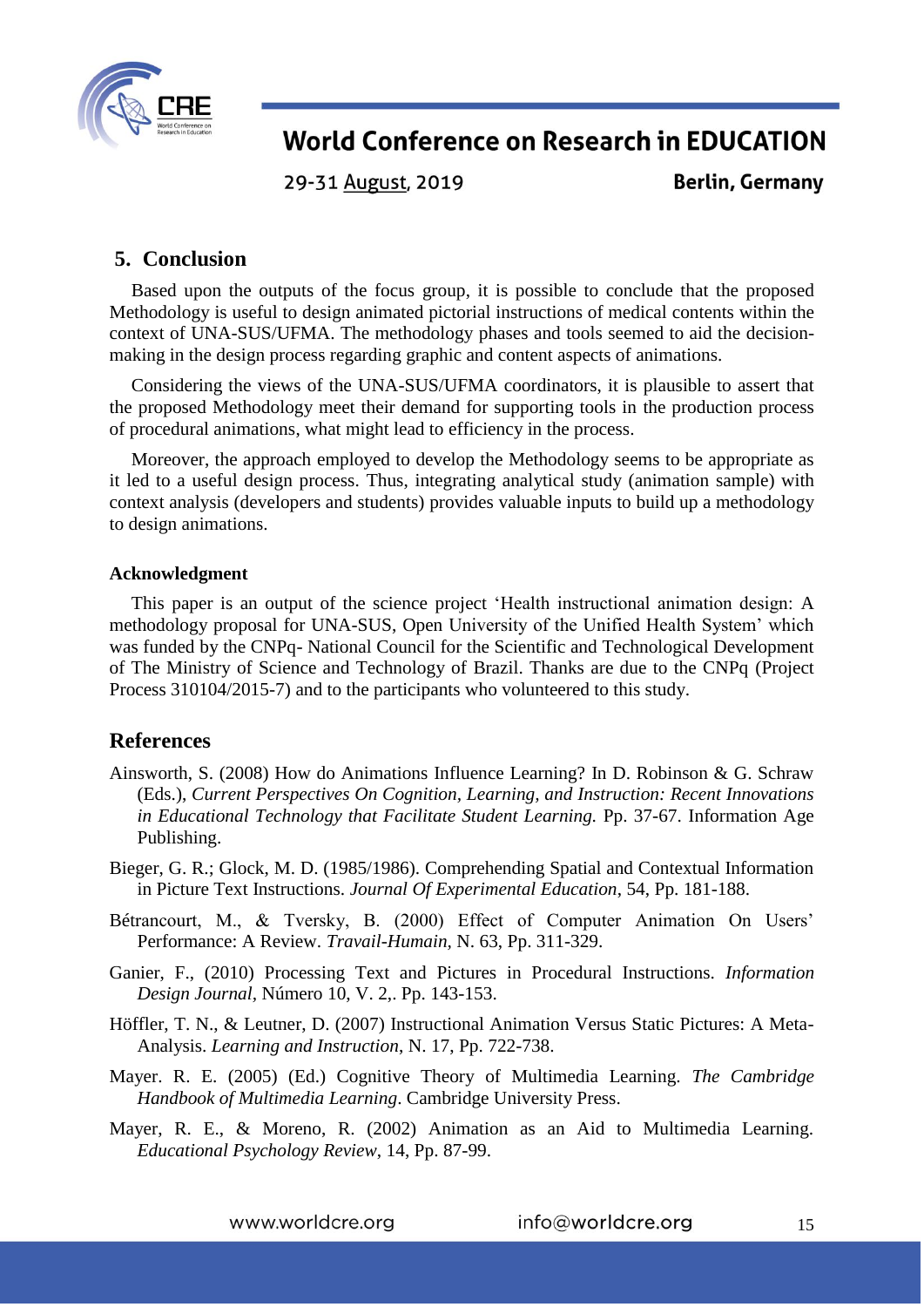## 5. Conclusion

Based upon the outputs of the focus group, it is possible to conclude that the proposed Methodology is useful to design animated pictorial instructions of medical contents within the context of UNA-SUS/UFMA. The methodology phases and tools seemed to aid the decision-making in the design process regarding graphic and content aspects of animations.

Considering the views of the UNA-SUS/UFMA coordinators, it is plausible to assert that the proposed Methodology meet their demand for supporting tools in the production process of procedural animations, what might lead to efficiency in the process.

Moreover, the approach employed to develop the Methodology seems to be appropriate as it led to a useful design process. Thus, integrating analytical study (animation sample) with context analysis (developers and students) provides valuable inputs to build up a methodology to design animations.

#### Acknowledgment

This paper is an output of the science project 'Health instructional animation design: A methodology proposal for UNA-SUS, Open University of the Unified Health System' which was funded by the CNPq- National Council for the Scientific and Technological Development of The Ministry of Science and Technology of Brazil. Thanks are due to the CNPq (Project Process 310104/2015-7) and to the participants who volunteered to this study.

## References

Ainsworth, S. (2008) How do Animations Influence Learning? In D. Robinson & G. Schraw (Eds.), *Current Perspectives On Cognition, Learning, and Instruction: Recent Innovations in Educational Technology that Facilitate Student Learning.* Pp. 37-67. Information Age Publishing.

Bieger, G. R.; Glock, M. D. (1985/1986). Comprehending Spatial and Contextual Information in Picture Text Instructions. *Journal Of Experimental Education*, 54, Pp. 181-188.

Bétrancourt, M., & Tversky, B. (2000) Effect of Computer Animation On Users' Performance: A Review. *Travail-Humain*, N. 63, Pp. 311-329.

Ganier, F., (2010) Processing Text and Pictures in Procedural Instructions. *Information Design Journal*, Número 10, V. 2,. Pp. 143-153.

Höffler, T. N., & Leutner, D. (2007) Instructional Animation Versus Static Pictures: A Meta-Analysis. *Learning and Instruction*, N. 17, Pp. 722-738.

Mayer. R. E. (2005) (Ed.) Cognitive Theory of Multimedia Learning. *The Cambridge Handbook of Multimedia Learning*. Cambridge University Press.

Mayer, R. E., & Moreno, R. (2002) Animation as an Aid to Multimedia Learning. *Educational Psychology Review*, 14, Pp. 87-99.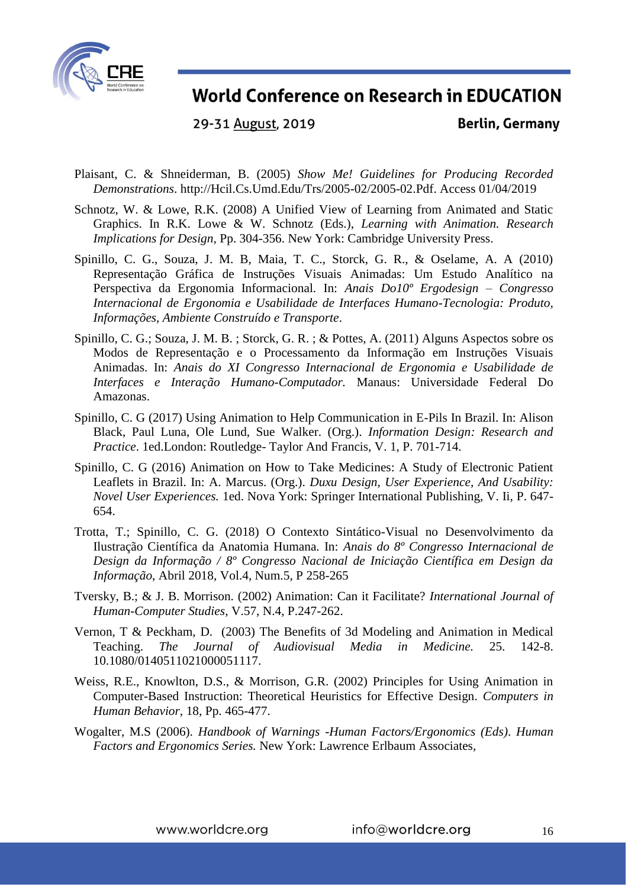Plaisant, C. & Shneiderman, B. (2005) *Show Me! Guidelines for Producing Recorded Demonstrations*. http://Hcil.Cs.Umd.Edu/Trs/2005-02/2005-02.Pdf. Access 01/04/2019

Schnotz, W. & Lowe, R.K. (2008) A Unified View of Learning from Animated and Static Graphics. In R.K. Lowe & W. Schnotz (Eds.), *Learning with Animation. Research Implications for Design*, Pp. 304-356. New York: Cambridge University Press.

Spinillo, C. G., Souza, J. M. B, Maia, T. C., Storck, G. R., & Oselame, A. A (2010) Representação Gráfica de Instruções Visuais Animadas: Um Estudo Analítico na Perspectiva da Ergonomia Informacional. In: *Anais Do10º Ergodesign – Congresso Internacional de Ergonomia e Usabilidade de Interfaces Humano-Tecnologia: Produto, Informações, Ambiente Construído e Transporte*.

Spinillo, C. G.; Souza, J. M. B. ; Storck, G. R. ; & Pottes, A. (2011) Alguns Aspectos sobre os Modos de Representação e o Processamento da Informação em Instruções Visuais Animadas. In: *Anais do XI Congresso Internacional de Ergonomia e Usabilidade de Interfaces e Interação Humano-Computador.* Manaus: Universidade Federal Do Amazonas.

Spinillo, C. G (2017) Using Animation to Help Communication in E-Pils In Brazil. In: Alison Black, Paul Luna, Ole Lund, Sue Walker. (Org.). *Information Design: Research and Practice*. 1ed.London: Routledge- Taylor And Francis, V. 1, P. 701-714.

Spinillo, C. G (2016) Animation on How to Take Medicines: A Study of Electronic Patient Leaflets in Brazil. In: A. Marcus. (Org.). *Duxu Design, User Experience, And Usability: Novel User Experiences.* 1ed. Nova York: Springer International Publishing, V. Ii, P. 647-654.

Trotta, T.; Spinillo, C. G. (2018) O Contexto Sintático-Visual no Desenvolvimento da Ilustração Científica da Anatomia Humana. In: *Anais do 8º Congresso Internacional de Design da Informação / 8º Congresso Nacional de Iniciação Científica em Design da Informação*, Abril 2018, Vol.4, Num.5, P 258-265

Tversky, B.; & J. B. Morrison. (2002) Animation: Can it Facilitate? *International Journal of Human-Computer Studies*, V.57, N.4, P.247-262.

Vernon, T & Peckham, D. (2003) The Benefits of 3d Modeling and Animation in Medical Teaching. *The Journal of Audiovisual Media in Medicine.* 25. 142-8. 10.1080/0140511021000051117.

Weiss, R.E., Knowlton, D.S., & Morrison, G.R. (2002) Principles for Using Animation in Computer-Based Instruction: Theoretical Heuristics for Effective Design. *Computers in Human Behavior*, 18, Pp. 465-477.

Wogalter, M.S (2006). *Handbook of Warnings -Human Factors/Ergonomics (Eds)*. *Human Factors and Ergonomics Series.* New York: Lawrence Erlbaum Associates,